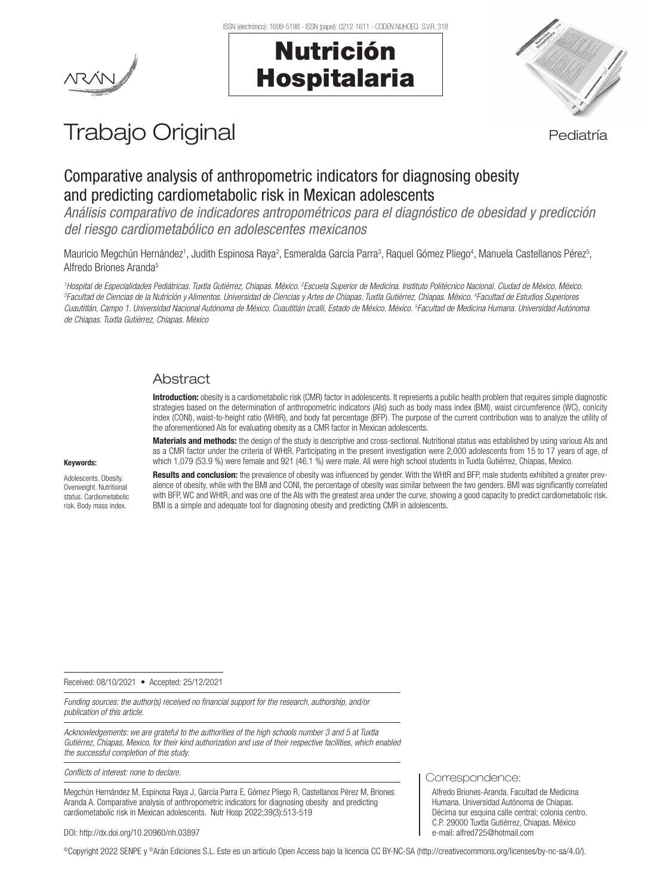# Trabajo Original

Pediatría

## Comparative analysis of anthropometric indicators for diagnosing obesity and predicting cardiometabolic risk in Mexican adolescents

*Análisis comparativo de indicadores antropométricos para el diagnóstico de obesidad y predicción del riesgo cardiometabólico en adolescentes mexicanos*

Mauricio Megchún Hernández[1], Judith Espinosa Raya[2], Esmeralda García Parra[3], Raquel Gómez Pliego[4], Manuela Castellanos Pérez[5], Alfredo Briones Aranda[5]

*[1]Hospital de Especialidades Pediátricas. Tuxtla Gutiérrez, Chiapas. México. [2]Escuela Superior de Medicina. Instituto Politécnico Nacional. Ciudad de México, México. [3]Facultad de Ciencias de la Nutrición y Alimentos. Universidad de Ciencias y Artes de Chiapas. Tuxtla Gutiérrez, Chiapas. México. [4]Facultad de Estudios Superiores Cuautitlán, Campo 1. Universidad Nacional Autónoma de México. Cuautitlán Izcalli, Estado de México. México. [5]Facultad de Medicina Humana. Universidad Autónoma de Chiapas. Tuxtla Gutiérrez, Chiapas. México*

### Abstract

**Introduction:** obesity is a cardiometabolic risk (CMR) factor in adolescents. It represents a public health problem that requires simple diagnostic strategies based on the determination of anthropometric indicators (AIs) such as body mass index (BMI), waist circumference (WC), conicity index (CONI), waist-to-height ratio (WHtR), and body fat percentage (BFP). The purpose of the current contribution was to analyze the utility of the aforementioned AIs for evaluating obesity as a CMR factor in Mexican adolescents.

**Materials and methods:** the design of the study is descriptive and cross-sectional. Nutritional status was established by using various AIs and as a CMR factor under the criteria of WHtR. Participating in the present investigation were 2,000 adolescents from 15 to 17 years of age, of which 1,079 (53.9 %) were female and 921 (46.1 %) were male. All were high school students in Tuxtla Gutiérrez, Chiapas, Mexico.

**Results and conclusion:** the prevalence of obesity was influenced by gender. With the WHtR and BFP, male students exhibited a greater prevalence of obesity, while with the BMI and CONI, the percentage of obesity was similar between the two genders. BMI was significantly correlated with BFP, WC and WHtR, and was one of the AIs with the greatest area under the curve, showing a good capacity to predict cardiometabolic risk. BMI is a simple and adequate tool for diagnosing obesity and predicting CMR in adolescents.

**Keywords:**

Adolescents. Obesity. Overweight. Nutritional status. Cardiometabolic risk. Body mass index.

Received: 08/10/2021 • Accepted: 25/12/2021

*Funding sources: the author(s) received no financial support for the research, authorship, and/or publication of this article.*

*Acknowledgements: we are grateful to the authorities of the high schools number 3 and 5 at Tuxtla Gutiérrez, Chiapas, Mexico, for their kind authorization and use of their respective facilities, which enabled the successful completion of this study.*

*Conflicts of interest: none to declare.*

Megchún Hernández M, Espinosa Raya J, García Parra E, Gómez Pliego R, Castellanos Pérez M, Briones Aranda A. Comparative analysis of anthropometric indicators for diagnosing obesity and predicting cardiometabolic risk in Mexican adolescents. Nutr Hosp 2022;39(3):513-519

DOI: http://dx.doi.org/10.20960/nh.03897

Correspondence:

Alfredo Briones-Aranda. Facultad de Medicina Humana. Universidad Autónoma de Chiapas. Décima sur esquina calle central; colonia centro. C.P. 29000 Tuxtla Gutiérrez, Chiapas. México
e-mail: alfred725@hotmail.com

©Copyright 2022 SENPE y ©Arán Ediciones S.L. Este es un artículo Open Access bajo la licencia CC BY-NC-SA (http://creativecommons.org/licenses/by-nc-sa/4.0/).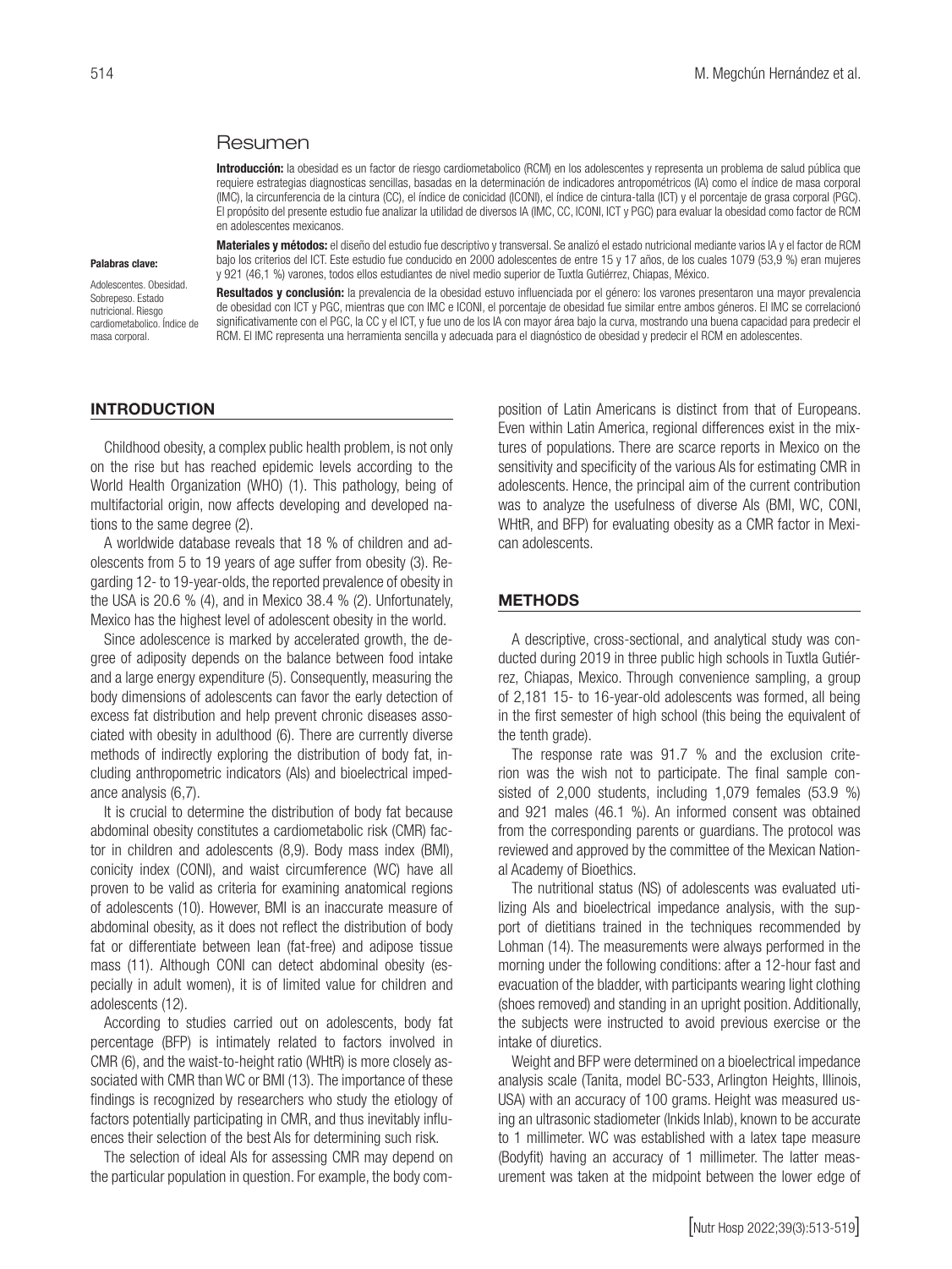## Resumen

**Introducción:** la obesidad es un factor de riesgo cardiometabolico (RCM) en los adolescentes y representa un problema de salud pública que requiere estrategias diagnosticas sencillas, basadas en la determinación de indicadores antropométricos (IA) como el índice de masa corporal (IMC), la circunferencia de la cintura (CC), el índice de conicidad (ICONI), el índice de cintura-talla (ICT) y el porcentaje de grasa corporal (PGC). El propósito del presente estudio fue analizar la utilidad de diversos IA (IMC, CC, ICONI, ICT y PGC) para evaluar la obesidad como factor de RCM en adolescentes mexicanos.

**Materiales y métodos:** el diseño del estudio fue descriptivo y transversal. Se analizó el estado nutricional mediante varios IA y el factor de RCM bajo los criterios del ICT. Este estudio fue conducido en 2000 adolescentes de entre 15 y 17 años, de los cuales 1079 (53,9 %) eran mujeres y 921 (46,1 %) varones, todos ellos estudiantes de nivel medio superior de Tuxtla Gutiérrez, Chiapas, México.

**Resultados y conclusión:** la prevalencia de la obesidad estuvo influenciada por el género: los varones presentaron una mayor prevalencia de obesidad con ICT y PGC, mientras que con IMC e ICONI, el porcentaje de obesidad fue similar entre ambos géneros. El IMC se correlacionó significativamente con el PGC, la CC y el ICT, y fue uno de los IA con mayor área bajo la curva, mostrando una buena capacidad para predecir el RCM. El IMC representa una herramienta sencilla y adecuada para el diagnóstico de obesidad y predecir el RCM en adolescentes.

**Palabras clave:**

Adolescentes. Obesidad. Sobrepeso. Estado nutricional. Riesgo cardiometabolico. Índice de masa corporal.

## INTRODUCTION

Childhood obesity, a complex public health problem, is not only on the rise but has reached epidemic levels according to the World Health Organization (WHO) (1). This pathology, being of multifactorial origin, now affects developing and developed nations to the same degree (2).

A worldwide database reveals that 18 % of children and adolescents from 5 to 19 years of age suffer from obesity (3). Regarding 12- to 19-year-olds, the reported prevalence of obesity in the USA is 20.6 % (4), and in Mexico 38.4 % (2). Unfortunately, Mexico has the highest level of adolescent obesity in the world.

Since adolescence is marked by accelerated growth, the degree of adiposity depends on the balance between food intake and a large energy expenditure (5). Consequently, measuring the body dimensions of adolescents can favor the early detection of excess fat distribution and help prevent chronic diseases associated with obesity in adulthood (6). There are currently diverse methods of indirectly exploring the distribution of body fat, including anthropometric indicators (AIs) and bioelectrical impedance analysis (6,7).

It is crucial to determine the distribution of body fat because abdominal obesity constitutes a cardiometabolic risk (CMR) factor in children and adolescents (8,9). Body mass index (BMI), conicity index (CONI), and waist circumference (WC) have all proven to be valid as criteria for examining anatomical regions of adolescents (10). However, BMI is an inaccurate measure of abdominal obesity, as it does not reflect the distribution of body fat or differentiate between lean (fat-free) and adipose tissue mass (11). Although CONI can detect abdominal obesity (especially in adult women), it is of limited value for children and adolescents (12).

According to studies carried out on adolescents, body fat percentage (BFP) is intimately related to factors involved in CMR (6), and the waist-to-height ratio (WHtR) is more closely associated with CMR than WC or BMI (13). The importance of these findings is recognized by researchers who study the etiology of factors potentially participating in CMR, and thus inevitably influences their selection of the best AIs for determining such risk.

The selection of ideal AIs for assessing CMR may depend on the particular population in question. For example, the body composition of Latin Americans is distinct from that of Europeans. Even within Latin America, regional differences exist in the mixtures of populations. There are scarce reports in Mexico on the sensitivity and specificity of the various AIs for estimating CMR in adolescents. Hence, the principal aim of the current contribution was to analyze the usefulness of diverse AIs (BMI, WC, CONI, WHtR, and BFP) for evaluating obesity as a CMR factor in Mexican adolescents.

## METHODS

A descriptive, cross-sectional, and analytical study was conducted during 2019 in three public high schools in Tuxtla Gutiérrez, Chiapas, Mexico. Through convenience sampling, a group of 2,181 15- to 16-year-old adolescents was formed, all being in the first semester of high school (this being the equivalent of the tenth grade).

The response rate was 91.7 % and the exclusion criterion was the wish not to participate. The final sample consisted of 2,000 students, including 1,079 females (53.9 %) and 921 males (46.1 %). An informed consent was obtained from the corresponding parents or guardians. The protocol was reviewed and approved by the committee of the Mexican National Academy of Bioethics.

The nutritional status (NS) of adolescents was evaluated utilizing AIs and bioelectrical impedance analysis, with the support of dietitians trained in the techniques recommended by Lohman (14). The measurements were always performed in the morning under the following conditions: after a 12-hour fast and evacuation of the bladder, with participants wearing light clothing (shoes removed) and standing in an upright position. Additionally, the subjects were instructed to avoid previous exercise or the intake of diuretics.

Weight and BFP were determined on a bioelectrical impedance analysis scale (Tanita, model BC-533, Arlington Heights, Illinois, USA) with an accuracy of 100 grams. Height was measured using an ultrasonic stadiometer (Inkids Inlab), known to be accurate to 1 millimeter. WC was established with a latex tape measure (Bodyfit) having an accuracy of 1 millimeter. The latter measurement was taken at the midpoint between the lower edge of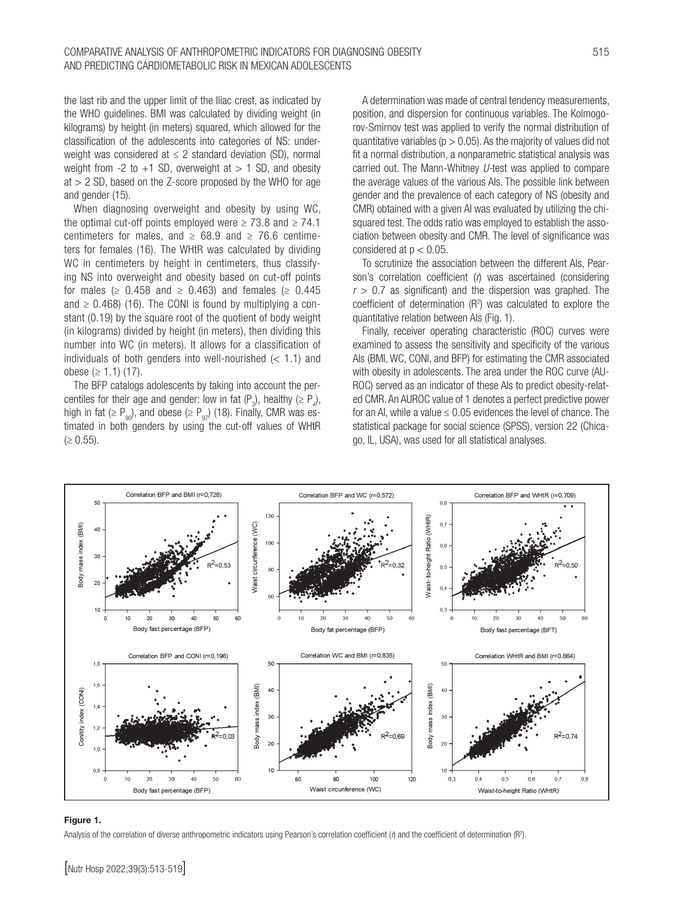the last rib and the upper limit of the Iliac crest, as indicated by the WHO guidelines. BMI was calculated by dividing weight (in kilograms) by height (in meters) squared, which allowed for the classification of the adolescents into categories of NS: underweight was considered at ≤ 2 standard deviation (SD), normal weight from -2 to +1 SD, overweight at > 1 SD, and obesity at > 2 SD, based on the Z-score proposed by the WHO for age and gender (15).

When diagnosing overweight and obesity by using WC, the optimal cut-off points employed were ≥ 73.8 and ≥ 74.1 centimeters for males, and ≥ 68.9 and ≥ 76.6 centimeters for females (16). The WHtR was calculated by dividing WC in centimeters by height in centimeters, thus classifying NS into overweight and obesity based on cut-off points for males (≥ 0.458 and ≥ 0.463) and females (≥ 0.445 and ≥ 0.468) (16). The CONI is found by multiplying a constant (0.19) by the square root of the quotient of body weight (in kilograms) divided by height (in meters), then dividing this number into WC (in meters). It allows for a classification of individuals of both genders into well-nourished (< 1.1) and obese (≥ 1.1) (17).

The BFP catalogs adolescents by taking into account the percentiles for their age and gender: low in fat ($P_3$), healthy (≥ $P_4$), high in fat (≥ $P_{90}$), and obese (≥ $P_{97}$) (18). Finally, CMR was estimated in both genders by using the cut-off values of WHtR (≥ 0.55).

A determination was made of central tendency measurements, position, and dispersion for continuous variables. The Kolmogorov-Smirnov test was applied to verify the normal distribution of quantitative variables ($p > 0.05$). As the majority of values did not fit a normal distribution, a nonparametric statistical analysis was carried out. The Mann-Whitney *U*-test was applied to compare the average values of the various AIs. The possible link between gender and the prevalence of each category of NS (obesity and CMR) obtained with a given AI was evaluated by utilizing the chi-squared test. The odds ratio was employed to establish the association between obesity and CMR. The level of significance was considered at $p < 0.05$.

To scrutinize the association between the different AIs, Pearson's correlation coefficient (*r*) was ascertained (considering $r > 0.7$ as significant) and the dispersion was graphed. The coefficient of determination ($R^2$) was calculated to explore the quantitative relation between AIs (Fig. 1).

Finally, receiver operating characteristic (ROC) curves were examined to assess the sensitivity and specificity of the various AIs (BMI, WC, CONI, and BFP) for estimating the CMR associated with obesity in adolescents. The area under the ROC curve (AUROC) served as an indicator of these AIs to predict obesity-related CMR. An AUROC value of 1 denotes a perfect predictive power for an AI, while a value ≤ 0.05 evidences the level of chance. The statistical package for social science (SPSS), version 22 (Chicago, IL, USA), was used for all statistical analyses.

**Figure 1.**

Analysis of the correlation of diverse anthropometric indicators using Pearson's correlation coefficient (*r*) and the coefficient of determination ($R^2$).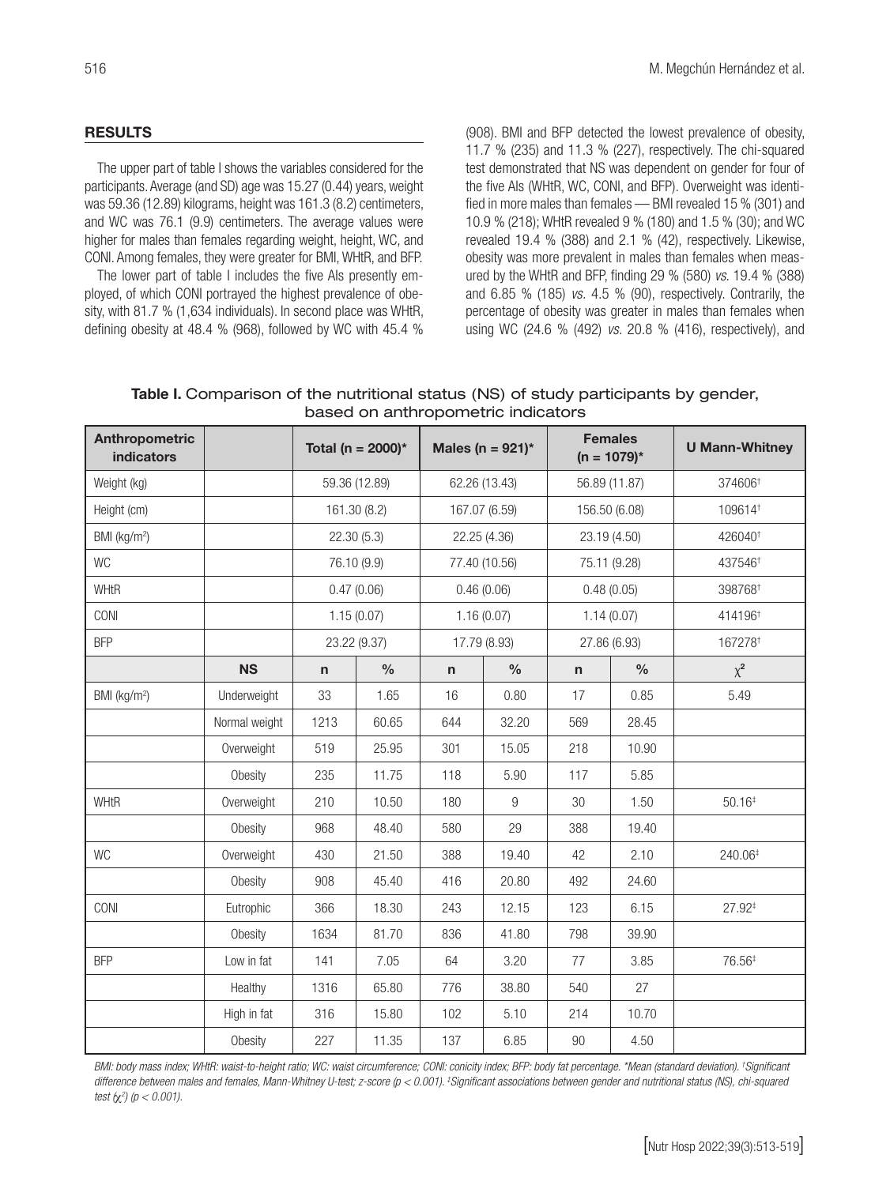## RESULTS

The upper part of table I shows the variables considered for the participants. Average (and SD) age was 15.27 (0.44) years, weight was 59.36 (12.89) kilograms, height was 161.3 (8.2) centimeters, and WC was 76.1 (9.9) centimeters. The average values were higher for males than females regarding weight, height, WC, and CONI. Among females, they were greater for BMI, WHtR, and BFP.

The lower part of table I includes the five AIs presently employed, of which CONI portrayed the highest prevalence of obesity, with 81.7 % (1,634 individuals). In second place was WHtR, defining obesity at 48.4 % (968), followed by WC with 45.4 % (908). BMI and BFP detected the lowest prevalence of obesity, 11.7 % (235) and 11.3 % (227), respectively. The chi-squared test demonstrated that NS was dependent on gender for four of the five AIs (WHtR, WC, CONI, and BFP). Overweight was identified in more males than females — BMI revealed 15 % (301) and 10.9 % (218); WHtR revealed 9 % (180) and 1.5 % (30); and WC revealed 19.4 % (388) and 2.1 % (42), respectively. Likewise, obesity was more prevalent in males than females when measured by the WHtR and BFP, finding 29 % (580) *vs.* 19.4 % (388) and 6.85 % (185) *vs.* 4.5 % (90), respectively. Contrarily, the percentage of obesity was greater in males than females when using WC (24.6 % (492) *vs.* 20.8 % (416), respectively), and

**Table I.** Comparison of the nutritional status (NS) of study participants by gender, based on anthropometric indicators

| Anthropometric indicators | | Total (n = 2000)* | | Males (n = 921)* | | Females (n = 1079)* | | U Mann-Whitney |
|---|---|---|---|---|---|---|---|---|
| Weight (kg) | | 59.36 (12.89) | | 62.26 (13.43) | | 56.89 (11.87) | | 374606† |
| Height (cm) | | 161.30 (8.2) | | 167.07 (6.59) | | 156.50 (6.08) | | 109614† |
| BMI (kg/m²) | | 22.30 (5.3) | | 22.25 (4.36) | | 23.19 (4.50) | | 426040† |
| WC | | 76.10 (9.9) | | 77.40 (10.56) | | 75.11 (9.28) | | 437546† |
| WHtR | | 0.47 (0.06) | | 0.46 (0.06) | | 0.48 (0.05) | | 398768† |
| CONI | | 1.15 (0.07) | | 1.16 (0.07) | | 1.14 (0.07) | | 414196† |
| BFP | | 23.22 (9.37) | | 17.79 (8.93) | | 27.86 (6.93) | | 167278† |
| | **NS** | **n** | **%** | **n** | **%** | **n** | **%** | $\chi^2$ |
| BMI (kg/m²) | Underweight | 33 | 1.65 | 16 | 0.80 | 17 | 0.85 | 5.49 |
| | Normal weight | 1213 | 60.65 | 644 | 32.20 | 569 | 28.45 | |
| | Overweight | 519 | 25.95 | 301 | 15.05 | 218 | 10.90 | |
| | Obesity | 235 | 11.75 | 118 | 5.90 | 117 | 5.85 | |
| WHtR | Overweight | 210 | 10.50 | 180 | 9 | 30 | 1.50 | 50.16‡ |
| | Obesity | 968 | 48.40 | 580 | 29 | 388 | 19.40 | |
| WC | Overweight | 430 | 21.50 | 388 | 19.40 | 42 | 2.10 | 240.06‡ |
| | Obesity | 908 | 45.40 | 416 | 20.80 | 492 | 24.60 | |
| CONI | Eutrophic | 366 | 18.30 | 243 | 12.15 | 123 | 6.15 | 27.92‡ |
| | Obesity | 1634 | 81.70 | 836 | 41.80 | 798 | 39.90 | |
| BFP | Low in fat | 141 | 7.05 | 64 | 3.20 | 77 | 3.85 | 76.56‡ |
| | Healthy | 1316 | 65.80 | 776 | 38.80 | 540 | 27 | |
| | High in fat | 316 | 15.80 | 102 | 5.10 | 214 | 10.70 | |
| | Obesity | 227 | 11.35 | 137 | 6.85 | 90 | 4.50 | |

*BMI: body mass index; WHtR: waist-to-height ratio; WC: waist circumference; CONI: conicity index; BFP: body fat percentage. \*Mean (standard deviation). †Significant difference between males and females, Mann-Whitney U-test; z-score ($p < 0.001$). ‡Significant associations between gender and nutritional status (NS), chi-squared test ($\chi^2$) ($p < 0.001$).*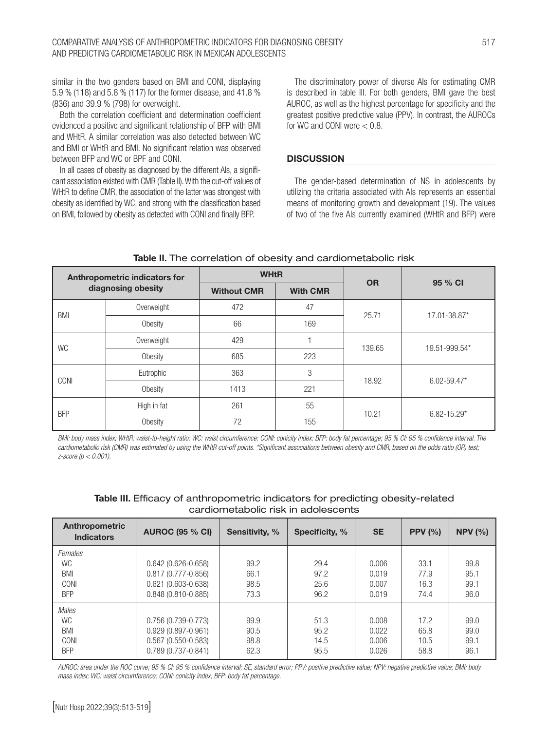similar in the two genders based on BMI and CONI, displaying 5.9 % (118) and 5.8 % (117) for the former disease, and 41.8 % (836) and 39.9 % (798) for overweight.

Both the correlation coefficient and determination coefficient evidenced a positive and significant relationship of BFP with BMI and WHtR. A similar correlation was also detected between WC and BMI or WHtR and BMI. No significant relation was observed between BFP and WC or BPF and CONI.

In all cases of obesity as diagnosed by the different AIs, a significant association existed with CMR (Table II). With the cut-off values of WHtR to define CMR, the association of the latter was strongest with obesity as identified by WC, and strong with the classification based on BMI, followed by obesity as detected with CONI and finally BFP.

The discriminatory power of diverse AIs for estimating CMR is described in table III. For both genders, BMI gave the best AUROC, as well as the highest percentage for specificity and the greatest positive predictive value (PPV). In contrast, the AUROCs for WC and CONI were < 0.8.

## DISCUSSION

The gender-based determination of NS in adolescents by utilizing the criteria associated with AIs represents an essential means of monitoring growth and development (19). The values of two of the five AIs currently examined (WHtR and BFP) were

**Table II.** The correlation of obesity and cardiometabolic risk

| Anthropometric indicators for diagnosing obesity | | WHtR | | OR | 95 % CI |
|---|---|---|---|---|---|
| | | Without CMR | With CMR | | |
| BMI | Overweight | 472 | 47 | 25.71 | 17.01-38.87* |
| | Obesity | 66 | 169 | | |
| WC | Overweight | 429 | 1 | 139.65 | 19.51-999.54* |
| | Obesity | 685 | 223 | | |
| CONI | Eutrophic | 363 | 3 | 18.92 | 6.02-59.47* |
| | Obesity | 1413 | 221 | | |
| BFP | High in fat | 261 | 55 | 10.21 | 6.82-15.29* |
| | Obesity | 72 | 155 | | |

*BMI: body mass index; WHtR: waist-to-height ratio; WC: waist circumference; CONI: conicity index; BFP: body fat percentage; 95 % CI: 95 % confidence interval. The cardiometabolic risk (CMR) was estimated by using the WHtR cut-off points. \*Significant associations between obesity and CMR, based on the odds ratio (OR) test; z-score ($p < 0.001$).*

**Table III.** Efficacy of anthropometric indicators for predicting obesity-related cardiometabolic risk in adolescents

| Anthropometric Indicators | AUROC (95 % CI) | Sensitivity, % | Specificity, % | SE | PPV (%) | NPV (%) |
|---|---|---|---|---|---|---|
| *Females* | | | | | | |
| WC | 0.642 (0.626-0.658) | 99.2 | 29.4 | 0.006 | 33.1 | 99.8 |
| BMI | 0.817 (0.777-0.856) | 66.1 | 97.2 | 0.019 | 77.9 | 95.1 |
| CONI | 0.621 (0.603-0.638) | 98.5 | 25.6 | 0.007 | 16.3 | 99.1 |
| BFP | 0.848 (0.810-0.885) | 73.3 | 96.2 | 0.019 | 74.4 | 96.0 |
| *Males* | | | | | | |
| WC | 0.756 (0.739-0.773) | 99.9 | 51.3 | 0.008 | 17.2 | 99.0 |
| BMI | 0.929 (0.897-0.961) | 90.5 | 95.2 | 0.022 | 65.8 | 99.0 |
| CONI | 0.567 (0.550-0.583) | 98.8 | 14.5 | 0.006 | 10.5 | 99.1 |
| BFP | 0.789 (0.737-0.841) | 62.3 | 95.5 | 0.026 | 58.8 | 96.1 |

*AUROC: area under the ROC curve; 95 % CI: 95 % confidence interval; SE, standard error; PPV: positive predictive value; NPV: negative predictive value; BMI: body mass index; WC: waist circumference; CONI: conicity index; BFP: body fat percentage.*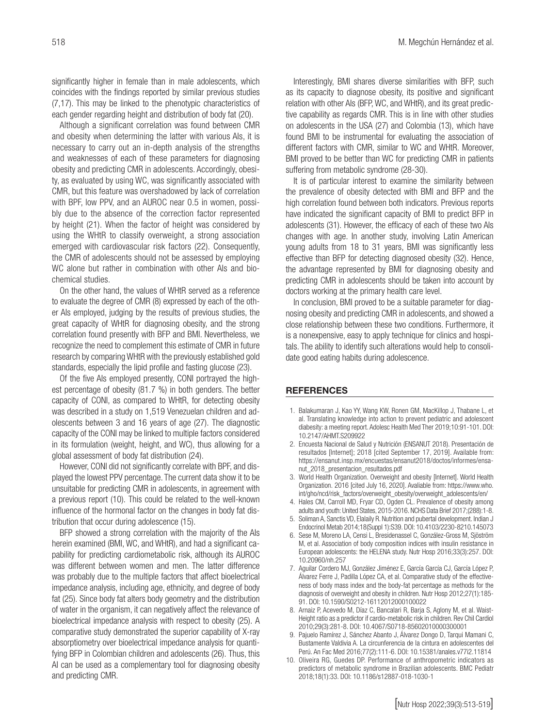significantly higher in female than in male adolescents, which coincides with the findings reported by similar previous studies (7,17). This may be linked to the phenotypic characteristics of each gender regarding height and distribution of body fat (20).

Although a significant correlation was found between CMR and obesity when determining the latter with various AIs, it is necessary to carry out an in-depth analysis of the strengths and weaknesses of each of these parameters for diagnosing obesity and predicting CMR in adolescents. Accordingly, obesity, as evaluated by using WC, was significantly associated with CMR, but this feature was overshadowed by lack of correlation with BPF, low PPV, and an AUROC near 0.5 in women, possibly due to the absence of the correction factor represented by height (21). When the factor of height was considered by using the WHtR to classify overweight, a strong association emerged with cardiovascular risk factors (22). Consequently, the CMR of adolescents should not be assessed by employing WC alone but rather in combination with other AIs and biochemical studies.

On the other hand, the values of WHtR served as a reference to evaluate the degree of CMR (8) expressed by each of the other AIs employed, judging by the results of previous studies, the great capacity of WHtR for diagnosing obesity, and the strong correlation found presently with BFP and BMI. Nevertheless, we recognize the need to complement this estimate of CMR in future research by comparing WHtR with the previously established gold standards, especially the lipid profile and fasting glucose (23).

Of the five AIs employed presently, CONI portrayed the highest percentage of obesity (81.7 %) in both genders. The better capacity of CONI, as compared to WHtR, for detecting obesity was described in a study on 1,519 Venezuelan children and adolescents between 3 and 16 years of age (27). The diagnostic capacity of the CONI may be linked to multiple factors considered in its formulation (weight, height, and WC), thus allowing for a global assessment of body fat distribution (24).

However, CONI did not significantly correlate with BPF, and displayed the lowest PPV percentage. The current data show it to be unsuitable for predicting CMR in adolescents, in agreement with a previous report (10). This could be related to the well-known influence of the hormonal factor on the changes in body fat distribution that occur during adolescence (15).

BFP showed a strong correlation with the majority of the AIs herein examined (BMI, WC, and WHtR), and had a significant capability for predicting cardiometabolic risk, although its AUROC was different between women and men. The latter difference was probably due to the multiple factors that affect bioelectrical impedance analysis, including age, ethnicity, and degree of body fat (25). Since body fat alters body geometry and the distribution of water in the organism, it can negatively affect the relevance of bioelectrical impedance analysis with respect to obesity (25). A comparative study demonstrated the superior capability of X-ray absorptiometry over bioelectrical impedance analysis for quantifying BFP in Colombian children and adolescents (26). Thus, this AI can be used as a complementary tool for diagnosing obesity and predicting CMR.

Interestingly, BMI shares diverse similarities with BFP, such as its capacity to diagnose obesity, its positive and significant relation with other AIs (BFP, WC, and WHtR), and its great predictive capability as regards CMR. This is in line with other studies on adolescents in the USA (27) and Colombia (13), which have found BMI to be instrumental for evaluating the association of different factors with CMR, similar to WC and WHtR. Moreover, BMI proved to be better than WC for predicting CMR in patients suffering from metabolic syndrome (28-30).

It is of particular interest to examine the similarity between the prevalence of obesity detected with BMI and BFP and the high correlation found between both indicators. Previous reports have indicated the significant capacity of BMI to predict BFP in adolescents (31). However, the efficacy of each of these two AIs changes with age. In another study, involving Latin American young adults from 18 to 31 years, BMI was significantly less effective than BFP for detecting diagnosed obesity (32). Hence, the advantage represented by BMI for diagnosing obesity and predicting CMR in adolescents should be taken into account by doctors working at the primary health care level.

In conclusion, BMI proved to be a suitable parameter for diagnosing obesity and predicting CMR in adolescents, and showed a close relationship between these two conditions. Furthermore, it is a nonexpensive, easy to apply technique for clinics and hospitals. The ability to identify such alterations would help to consolidate good eating habits during adolescence.

## REFERENCES

1. Balakumaran J, Kao YY, Wang KW, Ronen GM, MacKillop J, Thabane L, et al. Translating knowledge into action to prevent pediatric and adolescent diabesity: a meeting report. Adolesc Health Med Ther 2019;10:91-101. DOI: 10.2147/AHMT.S209922
2. Encuesta Nacional de Salud y Nutrición (ENSANUT 2018). Presentación de resultados [Internet]; 2018 [cited September 17, 2019]. Available from: https://ensanut.insp.mx/encuestas/ensanut2018/doctos/informes/ensanut_2018_presentacion_resultados.pdf
3. World Health Organization. Overweight and obesity [Internet]. World Health Organization. 2016 [cited July 16, 2020]. Avaliable from: https://www.who.int/gho/ncd/risk_factors/overweight_obesity/overweight_adolescents/en/
4. Hales CM, Carroll MD, Fryar CD, Ogden CL. Prevalence of obesity among adults and youth: United States, 2015-2016. NCHS Data Brief 2017;(288):1-8.
5. Soliman A, Sanctis VD, Elalaily R. Nutrition and pubertal development. Indian J Endocrinol Metab 2014;18(Suppl 1):S39. DOI: 10.4103/2230-8210.145073
6. Sese M, Moreno LA, Censi L, Bresidenassel C, González-Gross M, Sjöström M, et al. Association of body composition indices with insulin resistance in European adolescents: the HELENA study. Nutr Hosp 2016;33(3):257. DOI: 10.20960/nh.257
7. Aguilar Cordero MJ, González Jiménez E, García García CJ, García López P, Álvarez Ferre J, Padilla López CA, et al. Comparative study of the effectiveness of body mass index and the body-fat percentage as methods for the diagnosis of overweight and obesity in children. Nutr Hosp 2012;27(1):185-91. DOI: 10.1590/S0212-16112012000100022
8. Arnaiz P, Acevedo M, Díaz C, Bancalari R, Barja S, Aglony M, et al. Waist-Height ratio as a predictor if cardio-metabolic risk in children. Rev Chil Cardiol 2010;29(3):281-8. DOI: 10.4067/S0718-85602010000300001
9. Pajuelo Ramírez J, Sánchez Abanto J, Álvarez Dongo D, Tarqui Mamani C, Bustamente Valdivia A. La circunferencia de la cintura en adolescentes del Perú. An Fac Med 2016;77(2):111-6. DOI: 10.15381/anales.v77i2.11814
10. Oliveira RG, Guedes DP. Performance of anthropometric indicators as predictors of metabolic syndrome in Brazilian adolescents. BMC Pediatr 2018;18(1):33. DOI: 10.1186/s12887-018-1030-1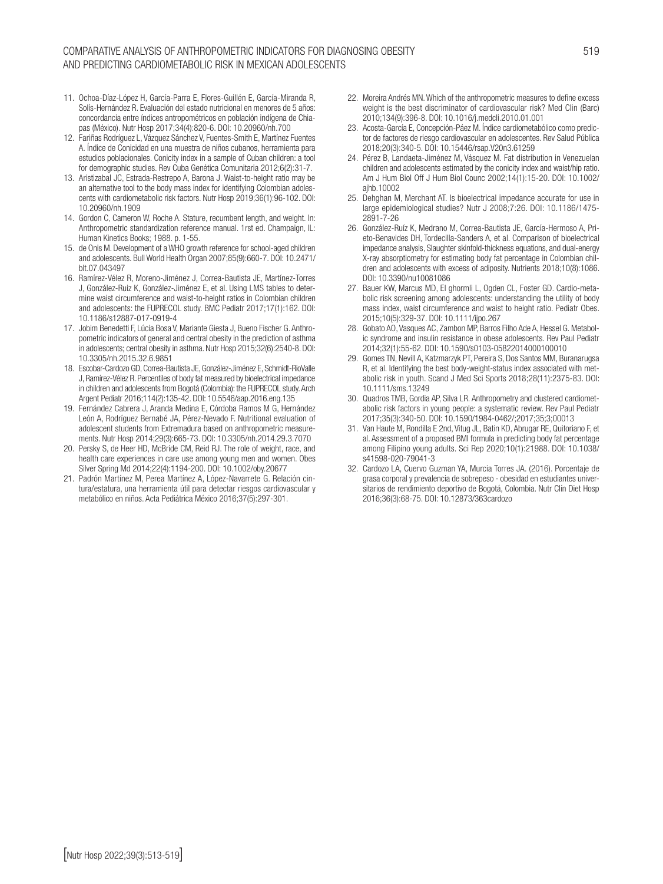11. Ochoa-Díaz-López H, García-Parra E, Flores-Guillén E, García-Miranda R, Solís-Hernández R. Evaluación del estado nutricional en menores de 5 años: concordancia entre índices antropométricos en población indígena de Chiapas (México). Nutr Hosp 2017;34(4):820-6. DOI: 10.20960/nh.700
12. Fariñas Rodríguez L, Vázquez Sánchez V, Fuentes-Smith E, Martínez Fuentes A. Índice de Conicidad en una muestra de niños cubanos, herramienta para estudios poblacionales. Conicity index in a sample of Cuban children: a tool for demographic studies. Rev Cuba Genética Comunitaria 2012;6(2):31-7.
13. Aristizabal JC, Estrada-Restrepo A, Barona J. Waist-to-height ratio may be an alternative tool to the body mass index for identifying Colombian adolescents with cardiometabolic risk factors. Nutr Hosp 2019;36(1):96-102. DOI: 10.20960/nh.1909
14. Gordon C, Cameron W, Roche A. Stature, recumbent length, and weight. In: Anthropometric standardization reference manual. 1rst ed. Champaign, IL: Human Kinetics Books; 1988. p. 1-55.
15. de Onis M. Development of a WHO growth reference for school-aged children and adolescents. Bull World Health Organ 2007;85(9):660-7. DOI: 10.2471/blt.07.043497
16. Ramírez-Vélez R, Moreno-Jiménez J, Correa-Bautista JE, Martínez-Torres J, González-Ruiz K, González-Jiménez E, et al. Using LMS tables to determine waist circumference and waist-to-height ratios in Colombian children and adolescents: the FUPRECOL study. BMC Pediatr 2017;17(1):162. DOI: 10.1186/s12887-017-0919-4
17. Jobim Benedetti F, Lúcia Bosa V, Mariante Giesta J, Bueno Fischer G. Anthropometric indicators of general and central obesity in the prediction of asthma in adolescents; central obesity in asthma. Nutr Hosp 2015;32(6):2540-8. DOI: 10.3305/nh.2015.32.6.9851
18. Escobar-Cardozo GD, Correa-Bautista JE, González-Jiménez E, Schmidt-RioValle J, Ramírez-Vélez R. Percentiles of body fat measured by bioelectrical impedance in children and adolescents from Bogotá (Colombia): the FUPRECOL study. Arch Argent Pediatr 2016;114(2):135-42. DOI: 10.5546/aap.2016.eng.135
19. Fernández Cabrera J, Aranda Medina E, Córdoba Ramos M G, Hernández León A, Rodríguez Bernabé JA, Pérez-Nevado F. Nutritional evaluation of adolescent students from Extremadura based on anthropometric measurements. Nutr Hosp 2014;29(3):665-73. DOI: 10.3305/nh.2014.29.3.7070
20. Persky S, de Heer HD, McBride CM, Reid RJ. The role of weight, race, and health care experiences in care use among young men and women. Obes Silver Spring Md 2014;22(4):1194-200. DOI: 10.1002/oby.20677
21. Padrón Martínez M, Perea Martínez A, López-Navarrete G. Relación cintura/estatura, una herramienta útil para detectar riesgos cardiovascular y metabólico en niños. Acta Pediátrica México 2016;37(5):297-301.
22. Moreira Andrés MN. Which of the anthropometric measures to define excess weight is the best discriminator of cardiovascular risk? Med Clin (Barc) 2010;134(9):396-8. DOI: 10.1016/j.medcli.2010.01.001
23. Acosta-García E, Concepción-Páez M. Índice cardiometabólico como predictor de factores de riesgo cardiovascular en adolescentes. Rev Salud Pública 2018;20(3):340-5. DOI: 10.15446/rsap.V20n3.61259
24. Pérez B, Landaeta-Jiménez M, Vásquez M. Fat distribution in Venezuelan children and adolescents estimated by the conicity index and waist/hip ratio. Am J Hum Biol Off J Hum Biol Counc 2002;14(1):15-20. DOI: 10.1002/ajhb.10002
25. Dehghan M, Merchant AT. Is bioelectrical impedance accurate for use in large epidemiological studies? Nutr J 2008;7:26. DOI: 10.1186/1475-2891-7-26
26. González-Ruíz K, Medrano M, Correa-Bautista JE, García-Hermoso A, Prieto-Benavides DH, Tordecilla-Sanders A, et al. Comparison of bioelectrical impedance analysis, Slaughter skinfold-thickness equations, and dual-energy X-ray absorptiometry for estimating body fat percentage in Colombian children and adolescents with excess of adiposity. Nutrients 2018;10(8):1086. DOI: 10.3390/nu10081086
27. Bauer KW, Marcus MD, El ghormli L, Ogden CL, Foster GD. Cardio-metabolic risk screening among adolescents: understanding the utility of body mass index, waist circumference and waist to height ratio. Pediatr Obes. 2015;10(5):329-37. DOI: 10.1111/ijpo.267
28. Gobato AO, Vasques AC, Zambon MP, Barros Filho Ade A, Hessel G. Metabolic syndrome and insulin resistance in obese adolescents. Rev Paul Pediatr 2014;32(1):55-62. DOI: 10.1590/s0103-05822014000100010
29. Gomes TN, Nevill A, Katzmarzyk PT, Pereira S, Dos Santos MM, Buranarugsa R, et al. Identifying the best body-weight-status index associated with metabolic risk in youth. Scand J Med Sci Sports 2018;28(11):2375-83. DOI: 10.1111/sms.13249
30. Quadros TMB, Gordia AP, Silva LR. Anthropometry and clustered cardiometabolic risk factors in young people: a systematic review. Rev Paul Pediatr 2017;35(3):340-50. DOI: 10.1590/1984-0462/;2017;35;3;00013
31. Van Haute M, Rondilla E 2nd, Vitug JL, Batin KD, Abrugar RE, Quitoriano F, et al. Assessment of a proposed BMI formula in predicting body fat percentage among Filipino young adults. Sci Rep 2020;10(1):21988. DOI: 10.1038/s41598-020-79041-3
32. Cardozo LA, Cuervo Guzman YA, Murcia Torres JA. (2016). Porcentaje de grasa corporal y prevalencia de sobrepeso - obesidad en estudiantes universitarios de rendimiento deportivo de Bogotá, Colombia. Nutr Clín Diet Hosp 2016;36(3):68-75. DOI: 10.12873/363cardozo